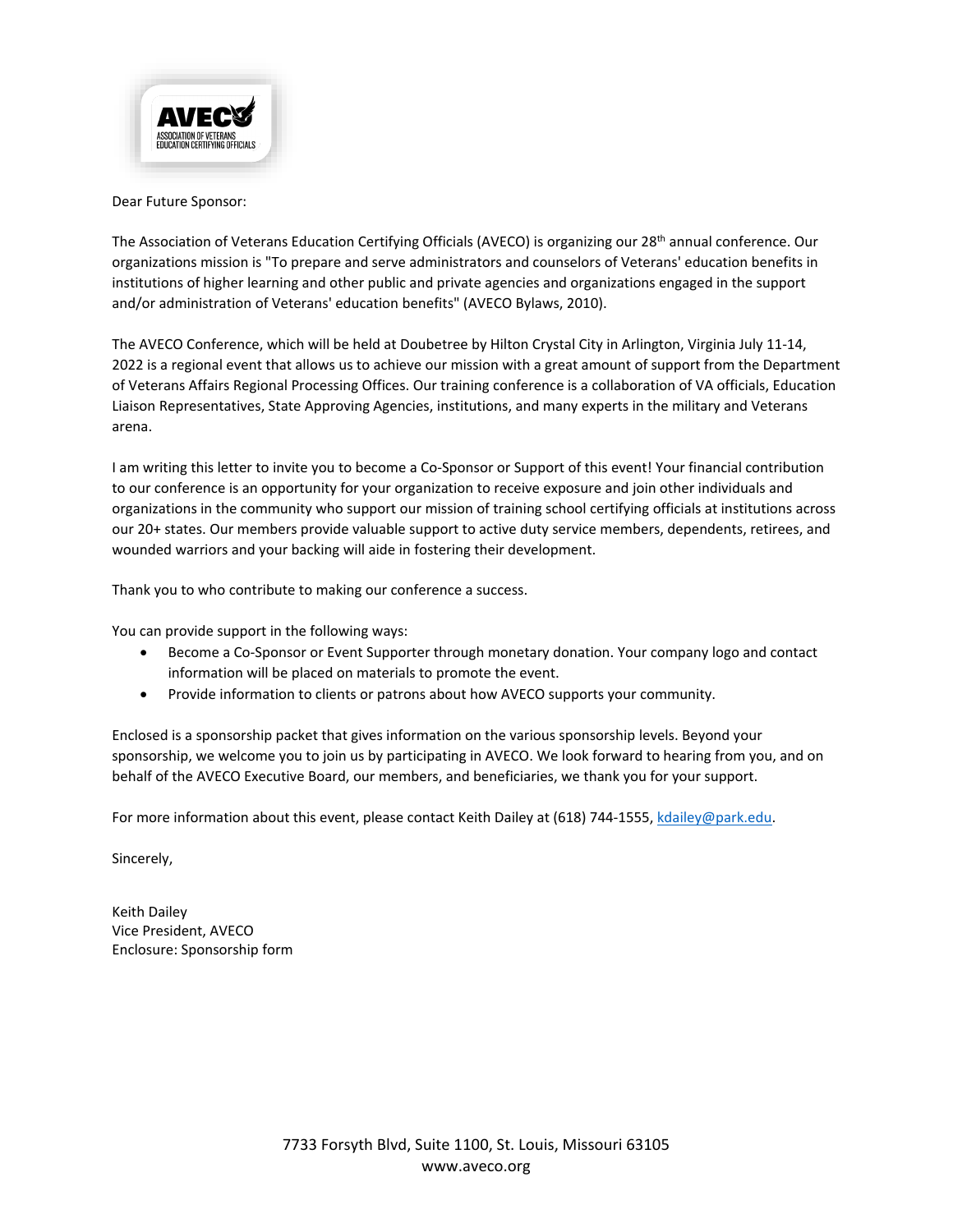AVECO
ASSOCIATION OF VETERANS EDUCATION CERTIFYING OFFICIALS

Dear Future Sponsor:

The Association of Veterans Education Certifying Officials (AVECO) is organizing our 28th annual conference. Our organizations mission is "To prepare and serve administrators and counselors of Veterans' education benefits in institutions of higher learning and other public and private agencies and organizations engaged in the support and/or administration of Veterans' education benefits" (AVECO Bylaws, 2010).

The AVECO Conference, which will be held at Doubetree by Hilton Crystal City in Arlington, Virginia July 11-14, 2022 is a regional event that allows us to achieve our mission with a great amount of support from the Department of Veterans Affairs Regional Processing Offices. Our training conference is a collaboration of VA officials, Education Liaison Representatives, State Approving Agencies, institutions, and many experts in the military and Veterans arena.

I am writing this letter to invite you to become a Co-Sponsor or Support of this event! Your financial contribution to our conference is an opportunity for your organization to receive exposure and join other individuals and organizations in the community who support our mission of training school certifying officials at institutions across our 20+ states. Our members provide valuable support to active duty service members, dependents, retirees, and wounded warriors and your backing will aide in fostering their development.

Thank you to who contribute to making our conference a success.

You can provide support in the following ways:

- Become a Co-Sponsor or Event Supporter through monetary donation. Your company logo and contact information will be placed on materials to promote the event.
- Provide information to clients or patrons about how AVECO supports your community.

Enclosed is a sponsorship packet that gives information on the various sponsorship levels. Beyond your sponsorship, we welcome you to join us by participating in AVECO. We look forward to hearing from you, and on behalf of the AVECO Executive Board, our members, and beneficiaries, we thank you for your support.

For more information about this event, please contact Keith Dailey at (618) 744-1555, kdailey@park.edu.

Sincerely,

Keith Dailey
Vice President, AVECO
Enclosure: Sponsorship form

7733 Forsyth Blvd, Suite 1100, St. Louis, Missouri 63105
www.aveco.org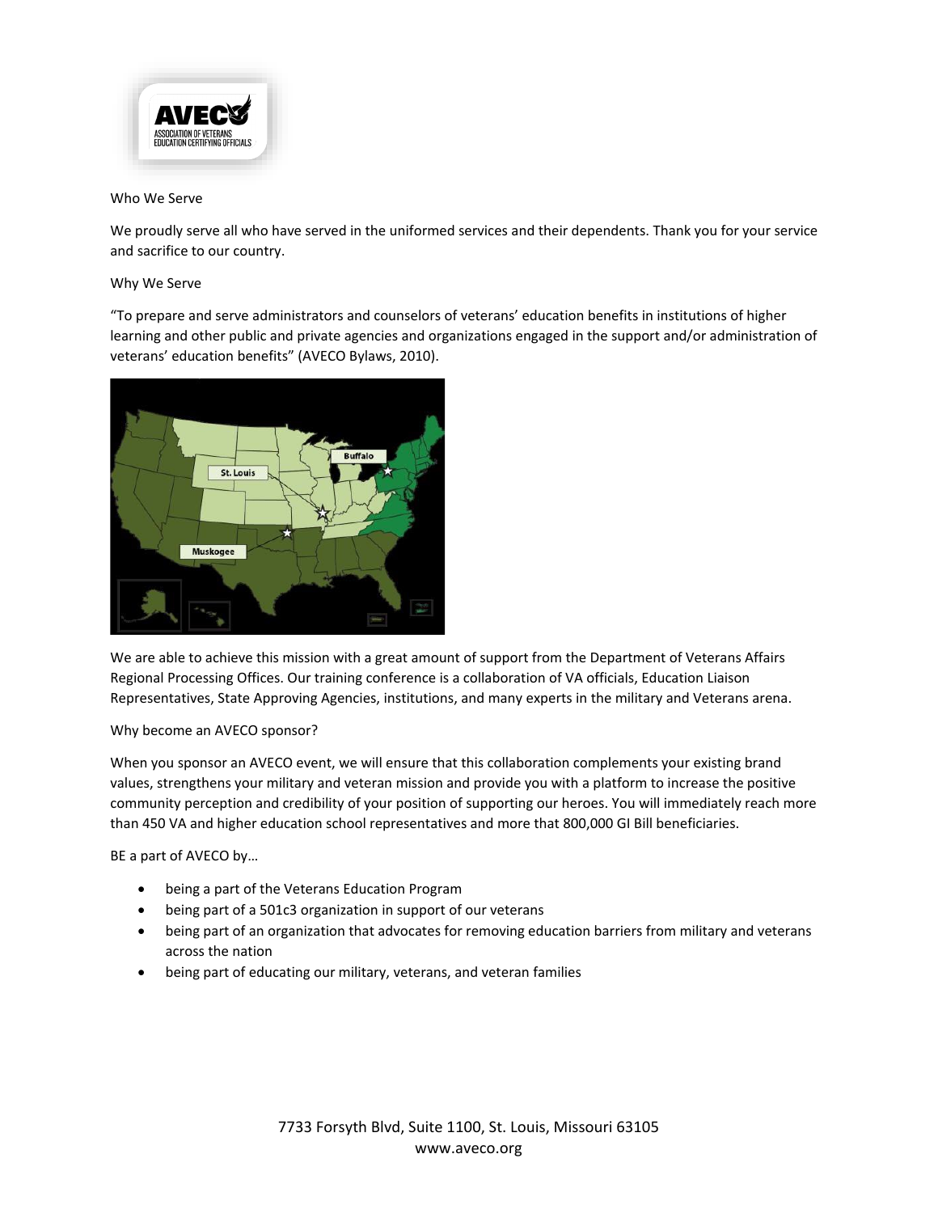Who We Serve

We proudly serve all who have served in the uniformed services and their dependents. Thank you for your service and sacrifice to our country.

Why We Serve

"To prepare and serve administrators and counselors of veterans' education benefits in institutions of higher learning and other public and private agencies and organizations engaged in the support and/or administration of veterans' education benefits" (AVECO Bylaws, 2010).

We are able to achieve this mission with a great amount of support from the Department of Veterans Affairs Regional Processing Offices. Our training conference is a collaboration of VA officials, Education Liaison Representatives, State Approving Agencies, institutions, and many experts in the military and Veterans arena.

Why become an AVECO sponsor?

When you sponsor an AVECO event, we will ensure that this collaboration complements your existing brand values, strengthens your military and veteran mission and provide you with a platform to increase the positive community perception and credibility of your position of supporting our heroes. You will immediately reach more than 450 VA and higher education school representatives and more that 800,000 GI Bill beneficiaries.

BE a part of AVECO by…

- being a part of the Veterans Education Program
- being part of a 501c3 organization in support of our veterans
- being part of an organization that advocates for removing education barriers from military and veterans across the nation
- being part of educating our military, veterans, and veteran families

7733 Forsyth Blvd, Suite 1100, St. Louis, Missouri 63105
www.aveco.org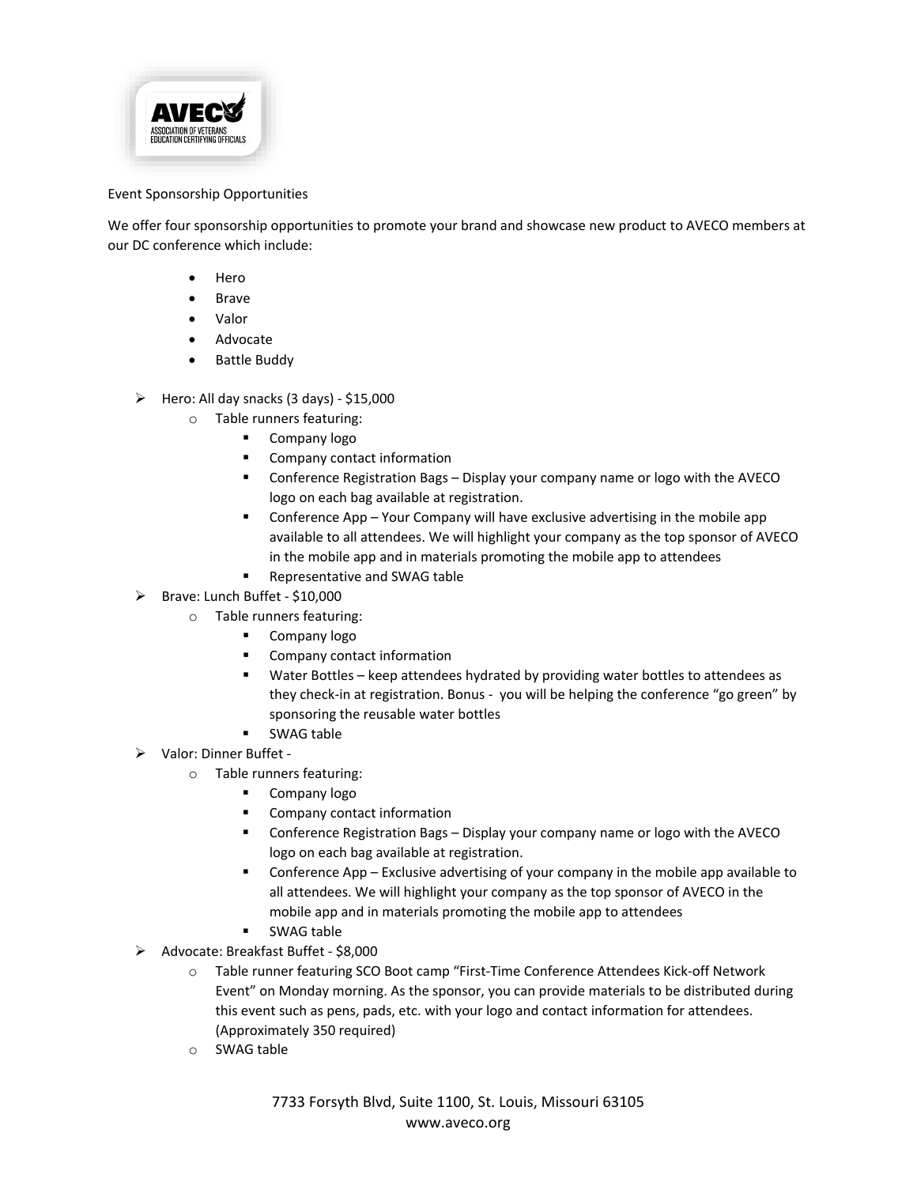Event Sponsorship Opportunities

We offer four sponsorship opportunities to promote your brand and showcase new product to AVECO members at our DC conference which include:

- Hero
- Brave
- Valor
- Advocate
- Battle Buddy

- Hero: All day snacks (3 days) - $15,000
  - Table runners featuring:
    - Company logo
    - Company contact information
    - Conference Registration Bags – Display your company name or logo with the AVECO logo on each bag available at registration.
    - Conference App – Your Company will have exclusive advertising in the mobile app available to all attendees. We will highlight your company as the top sponsor of AVECO in the mobile app and in materials promoting the mobile app to attendees
    - Representative and SWAG table
- Brave: Lunch Buffet - $10,000
  - Table runners featuring:
    - Company logo
    - Company contact information
    - Water Bottles – keep attendees hydrated by providing water bottles to attendees as they check-in at registration. Bonus - you will be helping the conference "go green" by sponsoring the reusable water bottles
    - SWAG table
- Valor: Dinner Buffet -
  - Table runners featuring:
    - Company logo
    - Company contact information
    - Conference Registration Bags – Display your company name or logo with the AVECO logo on each bag available at registration.
    - Conference App – Exclusive advertising of your company in the mobile app available to all attendees. We will highlight your company as the top sponsor of AVECO in the mobile app and in materials promoting the mobile app to attendees
    - SWAG table
- Advocate: Breakfast Buffet - $8,000
  - Table runner featuring SCO Boot camp "First-Time Conference Attendees Kick-off Network Event" on Monday morning. As the sponsor, you can provide materials to be distributed during this event such as pens, pads, etc. with your logo and contact information for attendees. (Approximately 350 required)
  - SWAG table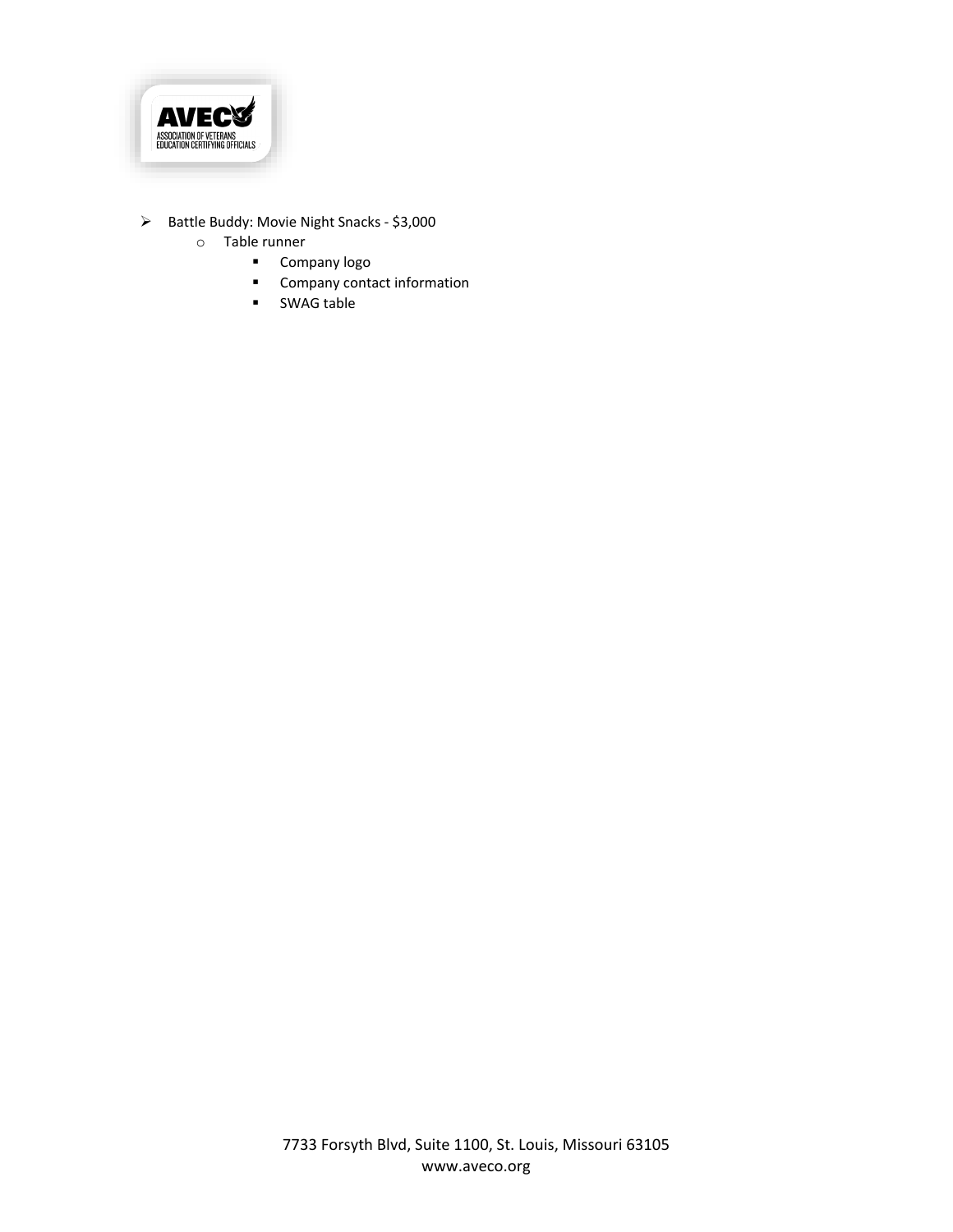- Battle Buddy: Movie Night Snacks - $3,000
  - Table runner
    - Company logo
    - Company contact information
    - SWAG table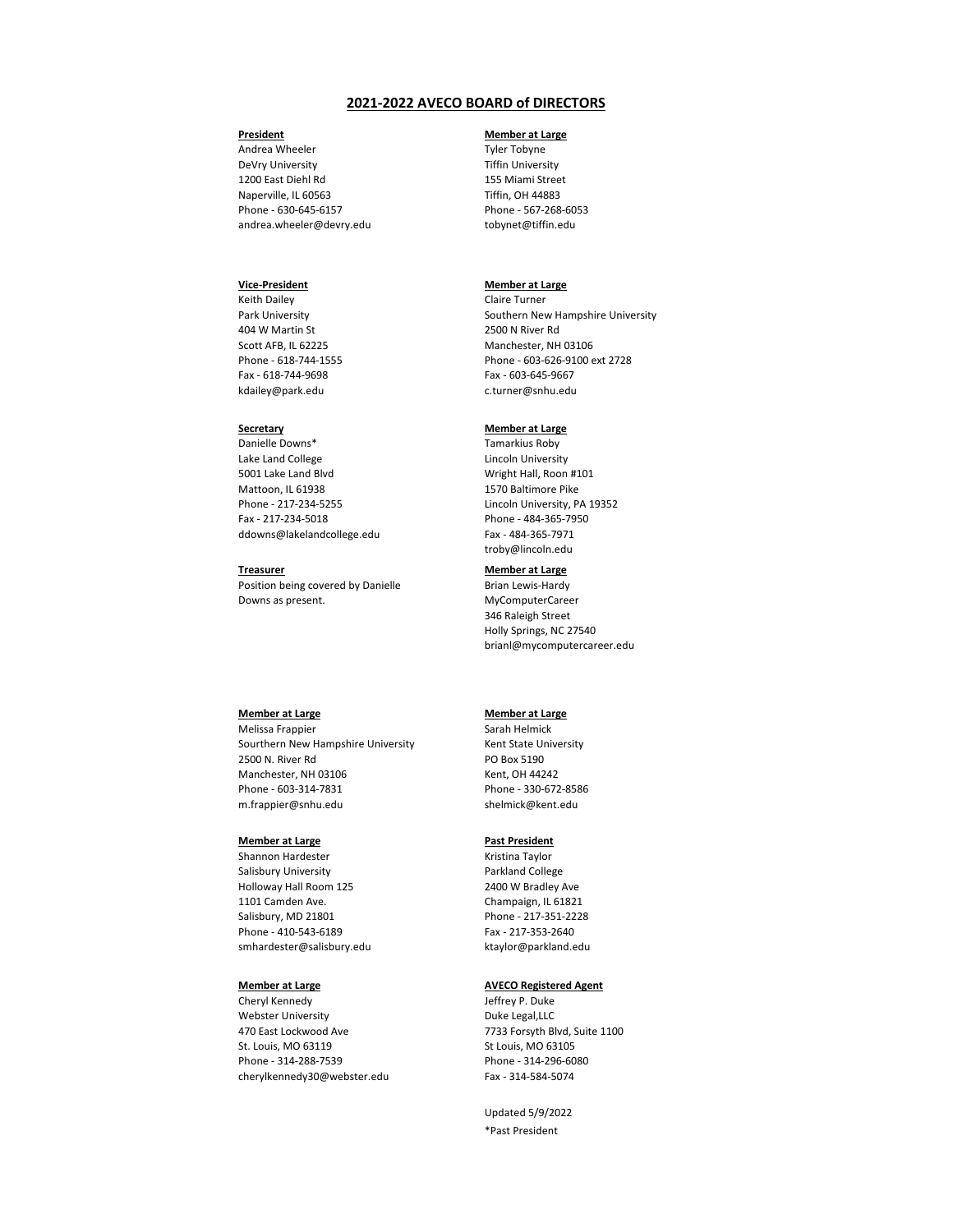## 2021-2022 AVECO BOARD of DIRECTORS

**President**
Andrea Wheeler
DeVry University
1200 East Diehl Rd
Naperville, IL 60563
Phone - 630-645-6157
andrea.wheeler@devry.edu

**Member at Large**
Tyler Tobyne
Tiffin University
155 Miami Street
Tiffin, OH 44883
Phone - 567-268-6053
tobynet@tiffin.edu

**Vice-President**
Keith Dailey
Park University
404 W Martin St
Scott AFB, IL 62225
Phone - 618-744-1555
Fax - 618-744-9698
kdailey@park.edu

**Member at Large**
Claire Turner
Southern New Hampshire University
2500 N River Rd
Manchester, NH 03106
Phone - 603-626-9100 ext 2728
Fax - 603-645-9667
c.turner@snhu.edu

**Secretary**
Danielle Downs*
Lake Land College
5001 Lake Land Blvd
Mattoon, IL 61938
Phone - 217-234-5255
Fax - 217-234-5018
ddowns@lakelandcollege.edu

**Member at Large**
Tamarkius Roby
Lincoln University
Wright Hall, Roon #101
1570 Baltimore Pike
Lincoln University, PA 19352
Phone - 484-365-7950
Fax - 484-365-7971
troby@lincoln.edu

**Treasurer**
Position being covered by Danielle Downs as present.

**Member at Large**
Brian Lewis-Hardy
MyComputerCareer
346 Raleigh Street
Holly Springs, NC 27540
brianl@mycomputercareer.edu

**Member at Large**
Melissa Frappier
Sourthern New Hampshire University
2500 N. River Rd
Manchester, NH 03106
Phone - 603-314-7831
m.frappier@snhu.edu

**Member at Large**
Sarah Helmick
Kent State University
PO Box 5190
Kent, OH 44242
Phone - 330-672-8586
shelmick@kent.edu

**Member at Large**
Shannon Hardester
Salisbury University
Holloway Hall Room 125
1101 Camden Ave.
Salisbury, MD 21801
Phone - 410-543-6189
smhardester@salisbury.edu

**Past President**
Kristina Taylor
Parkland College
2400 W Bradley Ave
Champaign, IL 61821
Phone - 217-351-2228
Fax - 217-353-2640
ktaylor@parkland.edu

**Member at Large**
Cheryl Kennedy
Webster University
470 East Lockwood Ave
St. Louis, MO 63119
Phone - 314-288-7539
cherylkennedy30@webster.edu

**AVECO Registered Agent**
Jeffrey P. Duke
Duke Legal,LLC
7733 Forsyth Blvd, Suite 1100
St Louis, MO 63105
Phone - 314-296-6080
Fax - 314-584-5074

Updated 5/9/2022

*Past President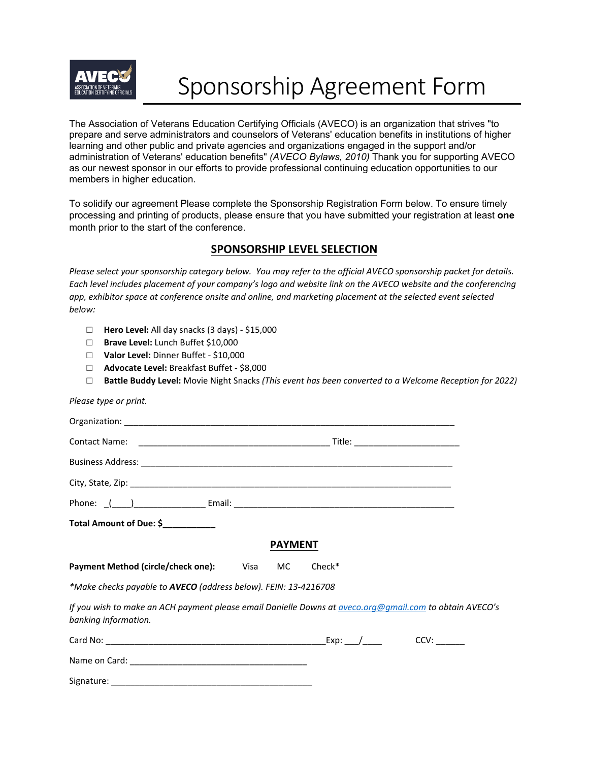AVECO ASSOCIATION OF VETERANS EDUCATION CERTIFYING OFFICIALS

# Sponsorship Agreement Form

The Association of Veterans Education Certifying Officials (AVECO) is an organization that strives "to prepare and serve administrators and counselors of Veterans' education benefits in institutions of higher learning and other public and private agencies and organizations engaged in the support and/or administration of Veterans' education benefits" *(AVECO Bylaws, 2010)* Thank you for supporting AVECO as our newest sponsor in our efforts to provide professional continuing education opportunities to our members in higher education.

To solidify our agreement Please complete the Sponsorship Registration Form below. To ensure timely processing and printing of products, please ensure that you have submitted your registration at least **one** month prior to the start of the conference.

## SPONSORSHIP LEVEL SELECTION

*Please select your sponsorship category below. You may refer to the official AVECO sponsorship packet for details. Each level includes placement of your company's logo and website link on the AVECO website and the conferencing app, exhibitor space at conference onsite and online, and marketing placement at the selected event selected below:*

- ☐ **Hero Level:** All day snacks (3 days) - $15,000
- ☐ **Brave Level:** Lunch Buffet $10,000
- ☐ **Valor Level:** Dinner Buffet - $10,000
- ☐ **Advocate Level:** Breakfast Buffet - $8,000
- ☐ **Battle Buddy Level:** Movie Night Snacks *(This event has been converted to a Welcome Reception for 2022)*

*Please type or print.*

Organization: ______________________________________________________________________

Contact Name: ________________________________________ Title: ______________________

Business Address: ___________________________________________________________________

City, State, Zip: _____________________________________________________________________

Phone: _(____)_______________ Email: _______________________________________________

**Total Amount of Due: $___________**

## PAYMENT

**Payment Method (circle/check one):** Visa MC Check*

*\*Make checks payable to **AVECO** (address below). FEIN: 13-4216708*

*If you wish to make an ACH payment please email Danielle Downs at [aveco.org@gmail.com](mailto:aveco.org@gmail.com) to obtain AVECO's banking information.*

Card No: _______________________________________________Exp: ___/____ CCV: ______

Name on Card: _____________________________________

Signature: ___________________________________________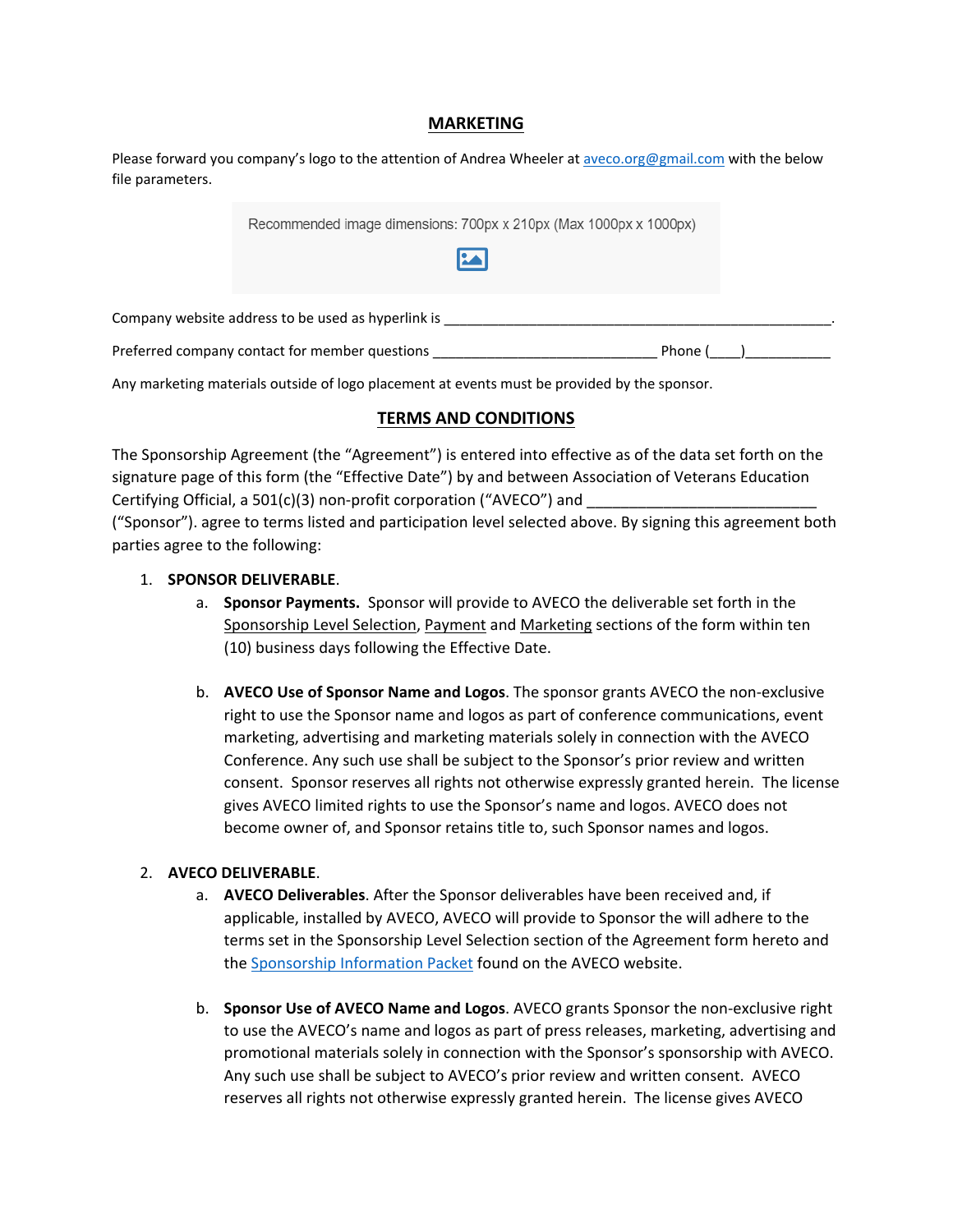## MARKETING

Please forward you company's logo to the attention of Andrea Wheeler at [aveco.org@gmail.com](mailto:aveco.org@gmail.com) with the below file parameters.

Recommended image dimensions: 700px x 210px (Max 1000px x 1000px)

Company website address to be used as hyperlink is ____________________________________________________.

Preferred company contact for member questions ______________________________ Phone (____)___________

Any marketing materials outside of logo placement at events must be provided by the sponsor.

## TERMS AND CONDITIONS

The Sponsorship Agreement (the "Agreement") is entered into effective as of the data set forth on the signature page of this form (the "Effective Date") by and between Association of Veterans Education Certifying Official, a 501(c)(3) non-profit corporation ("AVECO") and ___________________________ ("Sponsor"). agree to terms listed and participation level selected above. By signing this agreement both parties agree to the following:

1. **SPONSOR DELIVERABLE**.
   a. **Sponsor Payments.** Sponsor will provide to AVECO the deliverable set forth in the Sponsorship Level Selection, Payment and Marketing sections of the form within ten (10) business days following the Effective Date.

   b. **AVECO Use of Sponsor Name and Logos**. The sponsor grants AVECO the non-exclusive right to use the Sponsor name and logos as part of conference communications, event marketing, advertising and marketing materials solely in connection with the AVECO Conference. Any such use shall be subject to the Sponsor's prior review and written consent. Sponsor reserves all rights not otherwise expressly granted herein. The license gives AVECO limited rights to use the Sponsor's name and logos. AVECO does not become owner of, and Sponsor retains title to, such Sponsor names and logos.

2. **AVECO DELIVERABLE**.
   a. **AVECO Deliverables**. After the Sponsor deliverables have been received and, if applicable, installed by AVECO, AVECO will provide to Sponsor the will adhere to the terms set in the Sponsorship Level Selection section of the Agreement form hereto and the Sponsorship Information Packet found on the AVECO website.

   b. **Sponsor Use of AVECO Name and Logos**. AVECO grants Sponsor the non-exclusive right to use the AVECO's name and logos as part of press releases, marketing, advertising and promotional materials solely in connection with the Sponsor's sponsorship with AVECO. Any such use shall be subject to AVECO's prior review and written consent. AVECO reserves all rights not otherwise expressly granted herein. The license gives AVECO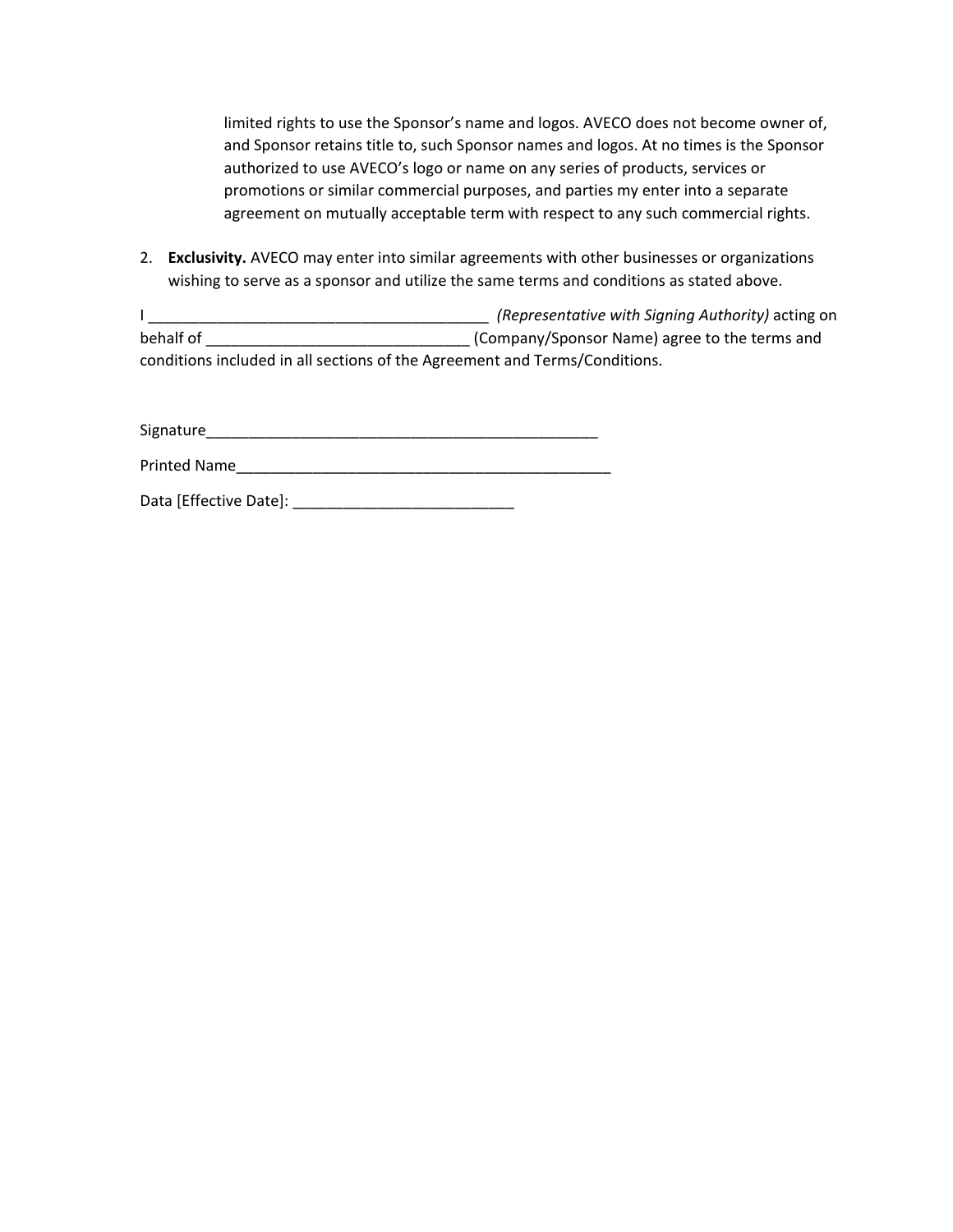limited rights to use the Sponsor's name and logos. AVECO does not become owner of, and Sponsor retains title to, such Sponsor names and logos. At no times is the Sponsor authorized to use AVECO's logo or name on any series of products, services or promotions or similar commercial purposes, and parties my enter into a separate agreement on mutually acceptable term with respect to any such commercial rights.

2. **Exclusivity.** AVECO may enter into similar agreements with other businesses or organizations wishing to serve as a sponsor and utilize the same terms and conditions as stated above.

I ________________________________________ *(Representative with Signing Authority)* acting on behalf of _______________________________ (Company/Sponsor Name) agree to the terms and conditions included in all sections of the Agreement and Terms/Conditions.

Signature________________________________________________

Printed Name_____________________________________________

Data [Effective Date]: __________________________